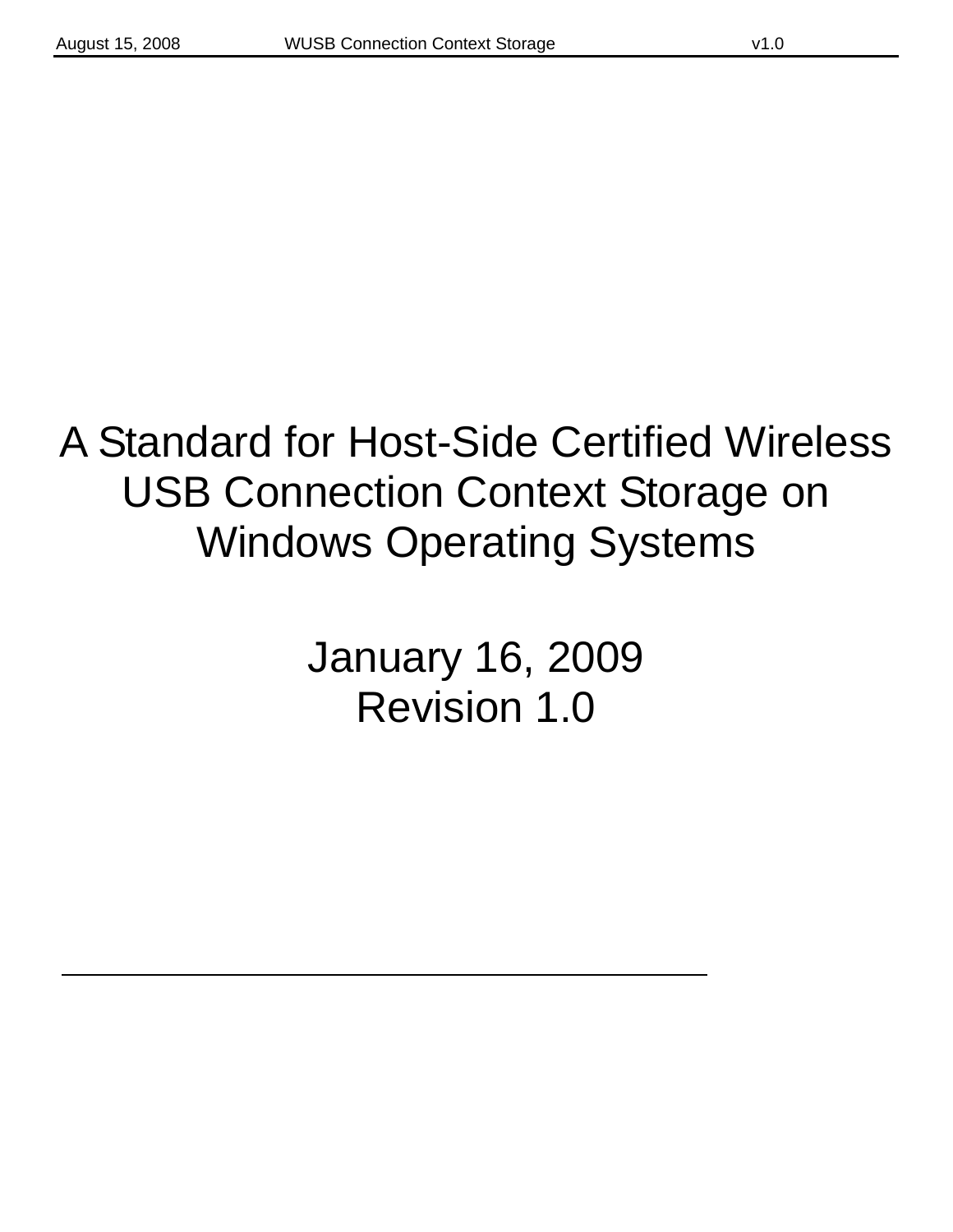# A Standard for Host-Side Certified Wireless USB Connection Context Storage on Windows Operating Systems

January 16, 2009

Revision 1.0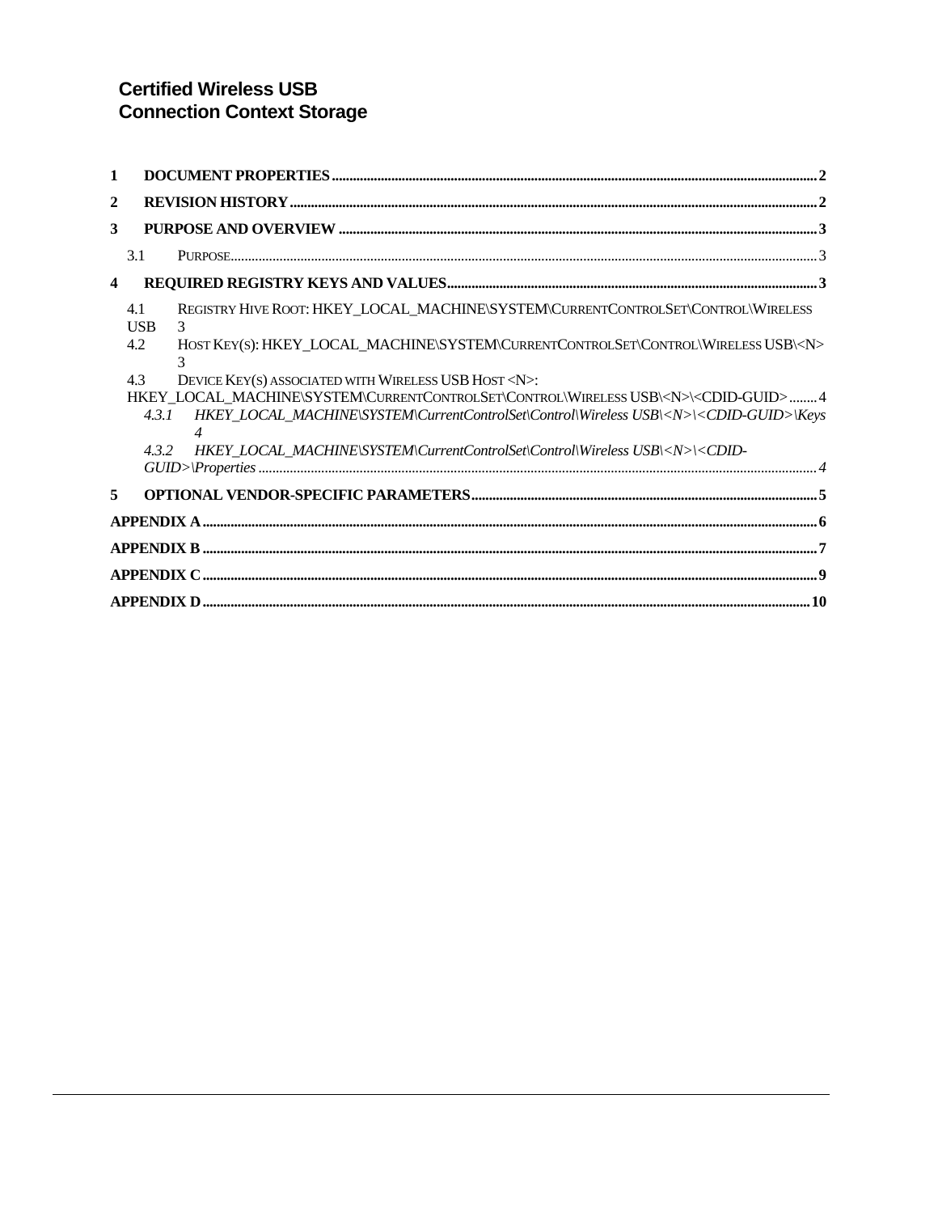**Certified Wireless USB**
**Connection Context Storage**

1 DOCUMENT PROPERTIES .......... 2

2 REVISION HISTORY .......... 2

3 PURPOSE AND OVERVIEW .......... 3

3.1 PURPOSE .......... 3

4 REQUIRED REGISTRY KEYS AND VALUES .......... 3

4.1 REGISTRY HIVE ROOT: HKEY_LOCAL_MACHINE\SYSTEM\CURRENTCONTROLSET\CONTROL\WIRELESS USB .......... 3

4.2 HOST KEY(S): HKEY_LOCAL_MACHINE\SYSTEM\CURRENTCONTROLSET\CONTROL\WIRELESS USB\<N> .......... 3

4.3 DEVICE KEY(S) ASSOCIATED WITH WIRELESS USB HOST <N>: HKEY_LOCAL_MACHINE\SYSTEM\CURRENTCONTROLSET\CONTROL\WIRELESS USB\<N>\<CDID-GUID> .......... 4

*4.3.1 HKEY_LOCAL_MACHINE\SYSTEM\CurrentControlSet\Control\Wireless USB\<N>\<CDID-GUID>\Keys* .......... 4

*4.3.2 HKEY_LOCAL_MACHINE\SYSTEM\CurrentControlSet\Control\Wireless USB\<N>\<CDID-GUID>\Properties* .......... 4

5 OPTIONAL VENDOR-SPECIFIC PARAMETERS .......... 5

APPENDIX A .......... 6

APPENDIX B .......... 7

APPENDIX C .......... 9

APPENDIX D .......... 10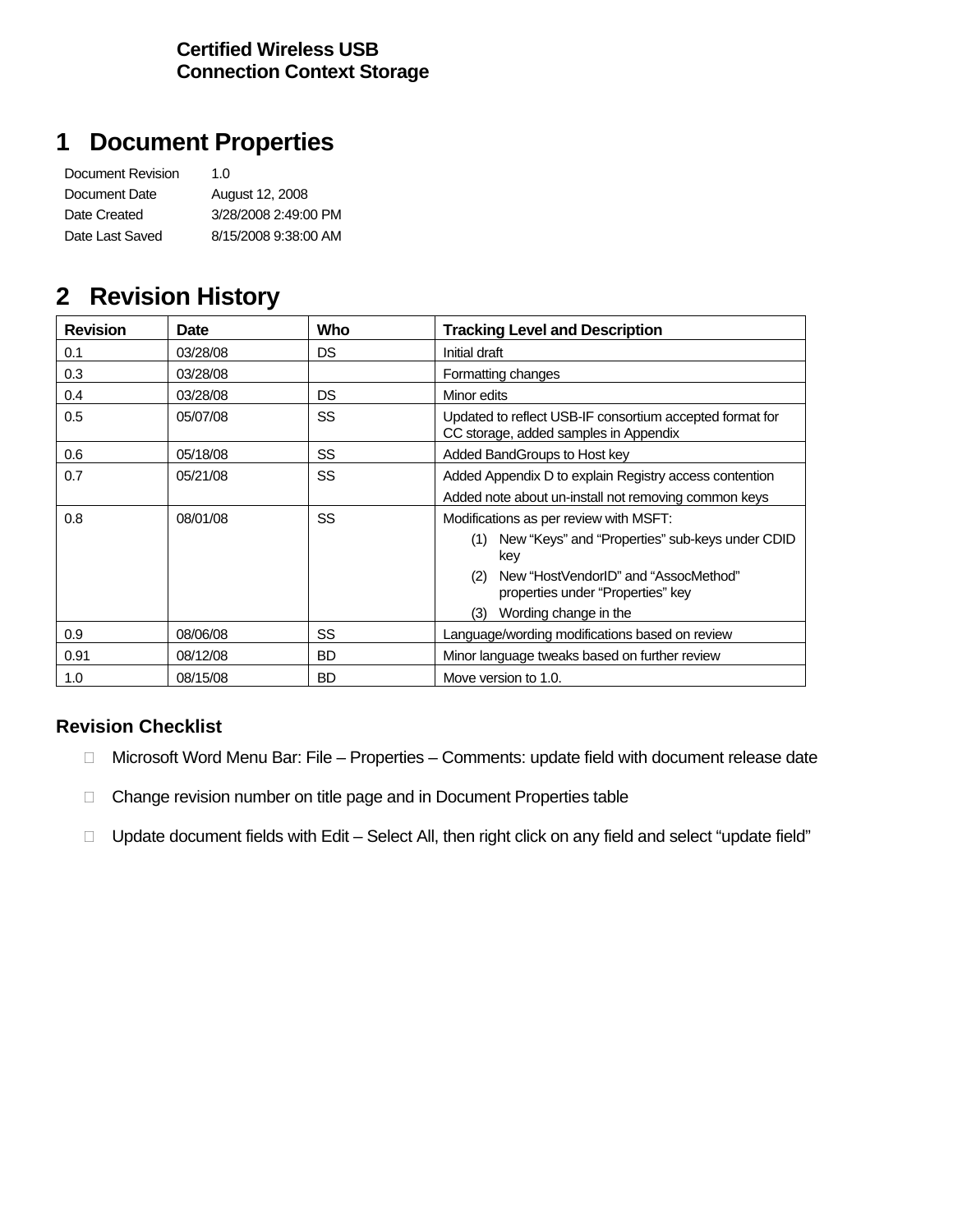**Certified Wireless USB**
**Connection Context Storage**

# 1 Document Properties

| | |
|---|---|
| Document Revision | 1.0 |
| Document Date | August 12, 2008 |
| Date Created | 3/28/2008 2:49:00 PM |
| Date Last Saved | 8/15/2008 9:38:00 AM |

# 2 Revision History

| Revision | Date | Who | Tracking Level and Description |
|---|---|---|---|
| 0.1 | 03/28/08 | DS | Initial draft |
| 0.3 | 03/28/08 | | Formatting changes |
| 0.4 | 03/28/08 | DS | Minor edits |
| 0.5 | 05/07/08 | SS | Updated to reflect USB-IF consortium accepted format for CC storage, added samples in Appendix |
| 0.6 | 05/18/08 | SS | Added BandGroups to Host key |
| 0.7 | 05/21/08 | SS | Added Appendix D to explain Registry access contention<br>Added note about un-install not removing common keys |
| 0.8 | 08/01/08 | SS | Modifications as per review with MSFT:<br>(1) New “Keys” and “Properties” sub-keys under CDID key<br>(2) New “HostVendorID” and “AssocMethod” properties under “Properties” key<br>(3) Wording change in the |
| 0.9 | 08/06/08 | SS | Language/wording modifications based on review |
| 0.91 | 08/12/08 | BD | Minor language tweaks based on further review |
| 1.0 | 08/15/08 | BD | Move version to 1.0. |

### Revision Checklist

- Microsoft Word Menu Bar: File – Properties – Comments: update field with document release date
- Change revision number on title page and in Document Properties table
- Update document fields with Edit – Select All, then right click on any field and select “update field”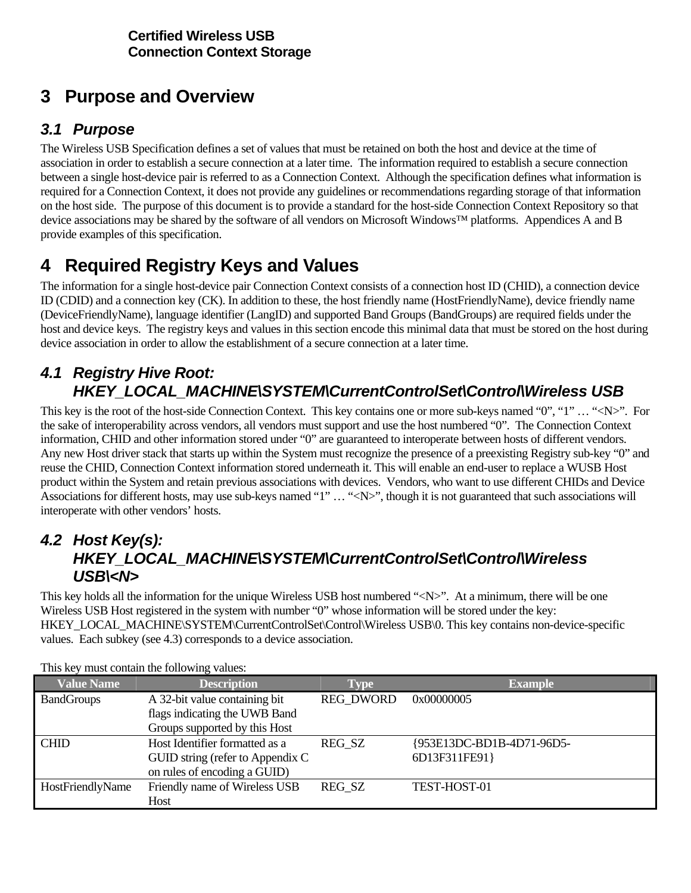# 3 Purpose and Overview

## 3.1 Purpose

The Wireless USB Specification defines a set of values that must be retained on both the host and device at the time of association in order to establish a secure connection at a later time. The information required to establish a secure connection between a single host-device pair is referred to as a Connection Context. Although the specification defines what information is required for a Connection Context, it does not provide any guidelines or recommendations regarding storage of that information on the host side. The purpose of this document is to provide a standard for the host-side Connection Context Repository so that device associations may be shared by the software of all vendors on Microsoft Windows™ platforms. Appendices A and B provide examples of this specification.

# 4 Required Registry Keys and Values

The information for a single host-device pair Connection Context consists of a connection host ID (CHID), a connection device ID (CDID) and a connection key (CK). In addition to these, the host friendly name (HostFriendlyName), device friendly name (DeviceFriendlyName), language identifier (LangID) and supported Band Groups (BandGroups) are required fields under the host and device keys. The registry keys and values in this section encode this minimal data that must be stored on the host during device association in order to allow the establishment of a secure connection at a later time.

## 4.1 Registry Hive Root: HKEY_LOCAL_MACHINE\SYSTEM\CurrentControlSet\Control\Wireless USB

This key is the root of the host-side Connection Context. This key contains one or more sub-keys named "0", "1" … "<N>". For the sake of interoperability across vendors, all vendors must support and use the host numbered "0". The Connection Context information, CHID and other information stored under "0" are guaranteed to interoperate between hosts of different vendors. Any new Host driver stack that starts up within the System must recognize the presence of a preexisting Registry sub-key "0" and reuse the CHID, Connection Context information stored underneath it. This will enable an end-user to replace a WUSB Host product within the System and retain previous associations with devices. Vendors, who want to use different CHIDs and Device Associations for different hosts, may use sub-keys named "1" … "<N>", though it is not guaranteed that such associations will interoperate with other vendors' hosts.

## 4.2 Host Key(s): HKEY_LOCAL_MACHINE\SYSTEM\CurrentControlSet\Control\Wireless USB\<N>

This key holds all the information for the unique Wireless USB host numbered "<N>". At a minimum, there will be one Wireless USB Host registered in the system with number "0" whose information will be stored under the key: HKEY_LOCAL_MACHINE\SYSTEM\CurrentControlSet\Control\Wireless USB\0. This key contains non-device-specific values. Each subkey (see 4.3) corresponds to a device association.

This key must contain the following values:

| Value Name | Description | Type | Example |
|---|---|---|---|
| BandGroups | A 32-bit value containing bit flags indicating the UWB Band Groups supported by this Host | REG_DWORD | 0x00000005 |
| CHID | Host Identifier formatted as a GUID string (refer to Appendix C on rules of encoding a GUID) | REG_SZ | {953E13DC-BD1B-4D71-96D5-6D13F311FE91} |
| HostFriendlyName | Friendly name of Wireless USB Host | REG_SZ | TEST-HOST-01 |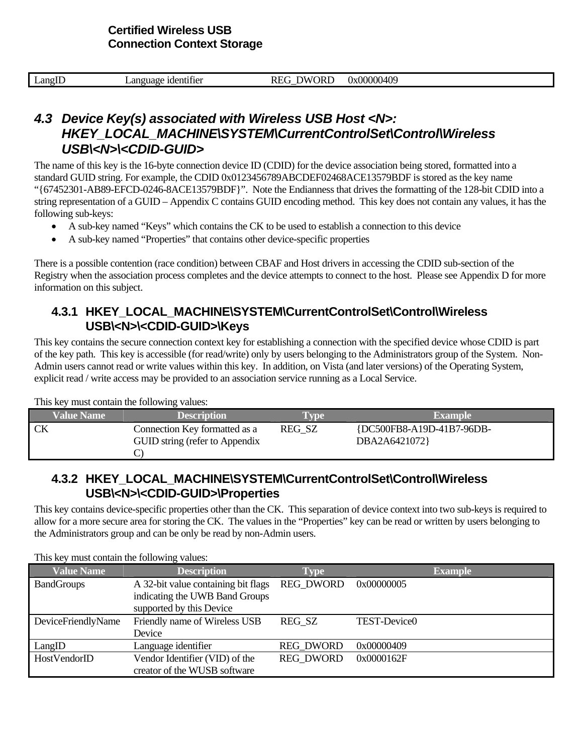| LangID | Language identifier | REG_DWORD | 0x00000409 |
|---|---|---|---|

## *4.3 Device Key(s) associated with Wireless USB Host <N>: HKEY_LOCAL_MACHINE\SYSTEM\CurrentControlSet\Control\Wireless USB\<N>\<CDID-GUID>*

The name of this key is the 16-byte connection device ID (CDID) for the device association being stored, formatted into a standard GUID string. For example, the CDID 0x0123456789ABCDEF02468ACE13579BDF is stored as the key name "{67452301-AB89-EFCD-0246-8ACE13579BDF}". Note the Endianness that drives the formatting of the 128-bit CDID into a string representation of a GUID – Appendix C contains GUID encoding method. This key does not contain any values, it has the following sub-keys:

- A sub-key named "Keys" which contains the CK to be used to establish a connection to this device
- A sub-key named "Properties" that contains other device-specific properties

There is a possible contention (race condition) between CBAF and Host drivers in accessing the CDID sub-section of the Registry when the association process completes and the device attempts to connect to the host. Please see Appendix D for more information on this subject.

### 4.3.1 HKEY_LOCAL_MACHINE\SYSTEM\CurrentControlSet\Control\Wireless USB\<N>\<CDID-GUID>\Keys

This key contains the secure connection context key for establishing a connection with the specified device whose CDID is part of the key path. This key is accessible (for read/write) only by users belonging to the Administrators group of the System. Non-Admin users cannot read or write values within this key. In addition, on Vista (and later versions) of the Operating System, explicit read / write access may be provided to an association service running as a Local Service.

This key must contain the following values:

| Value Name | Description | Type | Example |
|---|---|---|---|
| CK | Connection Key formatted as a GUID string (refer to Appendix C) | REG_SZ | {DC500FB8-A19D-41B7-96DB-DBA2A6421072} |

### 4.3.2 HKEY_LOCAL_MACHINE\SYSTEM\CurrentControlSet\Control\Wireless USB\<N>\<CDID-GUID>\Properties

This key contains device-specific properties other than the CK. This separation of device context into two sub-keys is required to allow for a more secure area for storing the CK. The values in the "Properties" key can be read or written by users belonging to the Administrators group and can be only be read by non-Admin users.

This key must contain the following values:

| Value Name | Description | Type | Example |
|---|---|---|---|
| BandGroups | A 32-bit value containing bit flags indicating the UWB Band Groups supported by this Device | REG_DWORD | 0x00000005 |
| DeviceFriendlyName | Friendly name of Wireless USB Device | REG_SZ | TEST-Device0 |
| LangID | Language identifier | REG_DWORD | 0x00000409 |
| HostVendorID | Vendor Identifier (VID) of the creator of the WUSB software | REG_DWORD | 0x0000162F |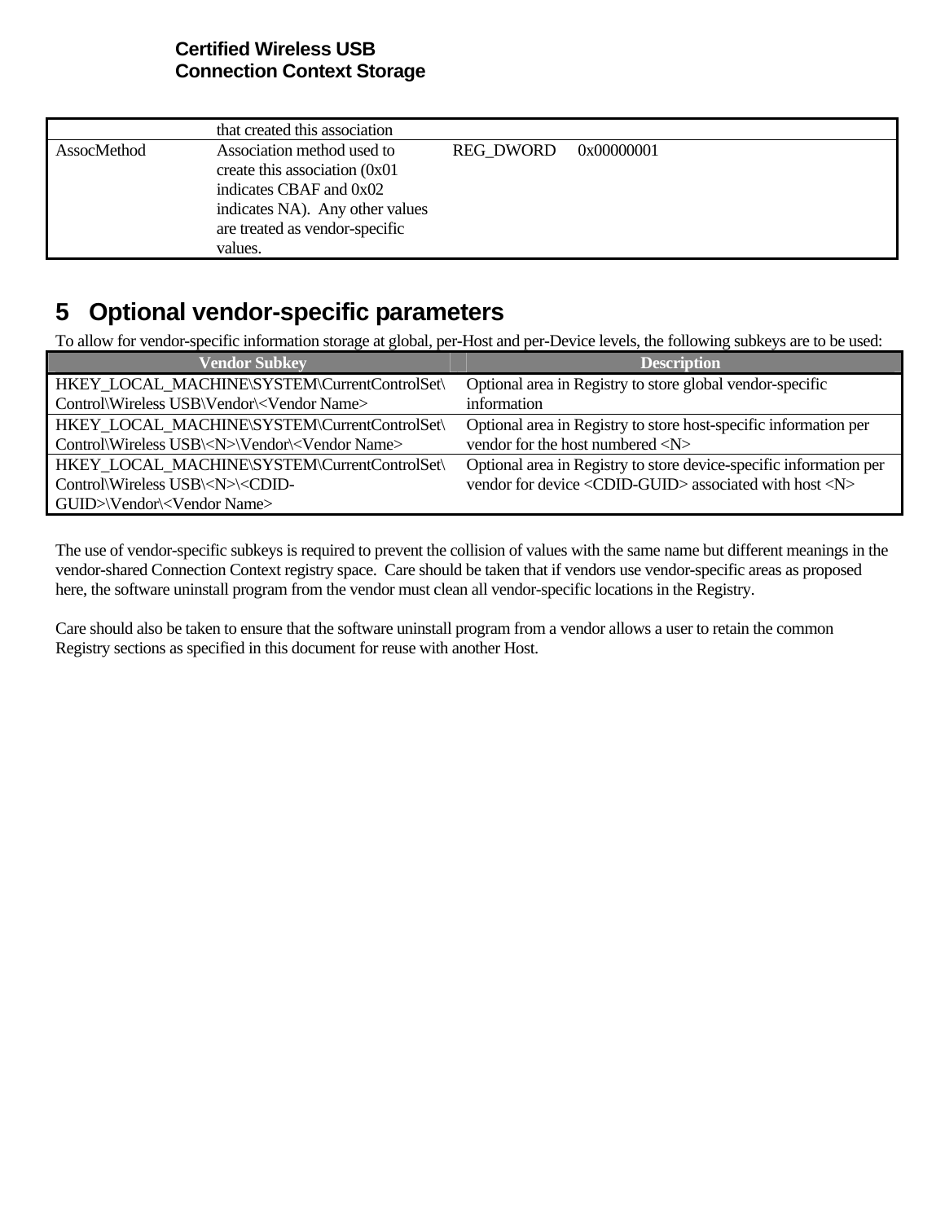| | that created this association | | |
|---|---|---|---|
| AssocMethod | Association method used to create this association (0x01 indicates CBAF and 0x02 indicates NA). Any other values are treated as vendor-specific values. | REG_DWORD | 0x00000001 |

# 5 Optional vendor-specific parameters

To allow for vendor-specific information storage at global, per-Host and per-Device levels, the following subkeys are to be used:

| Vendor Subkey | Description |
|---|---|
| HKEY_LOCAL_MACHINE\SYSTEM\CurrentControlSet\Control\Wireless USB\Vendor\<Vendor Name> | Optional area in Registry to store global vendor-specific information |
| HKEY_LOCAL_MACHINE\SYSTEM\CurrentControlSet\Control\Wireless USB\<N>\Vendor\<Vendor Name> | Optional area in Registry to store host-specific information per vendor for the host numbered <N> |
| HKEY_LOCAL_MACHINE\SYSTEM\CurrentControlSet\Control\Wireless USB\<N>\<CDID-GUID>\Vendor\<Vendor Name> | Optional area in Registry to store device-specific information per vendor for device <CDID-GUID> associated with host <N> |

The use of vendor-specific subkeys is required to prevent the collision of values with the same name but different meanings in the vendor-shared Connection Context registry space. Care should be taken that if vendors use vendor-specific areas as proposed here, the software uninstall program from the vendor must clean all vendor-specific locations in the Registry.

Care should also be taken to ensure that the software uninstall program from a vendor allows a user to retain the common Registry sections as specified in this document for reuse with another Host.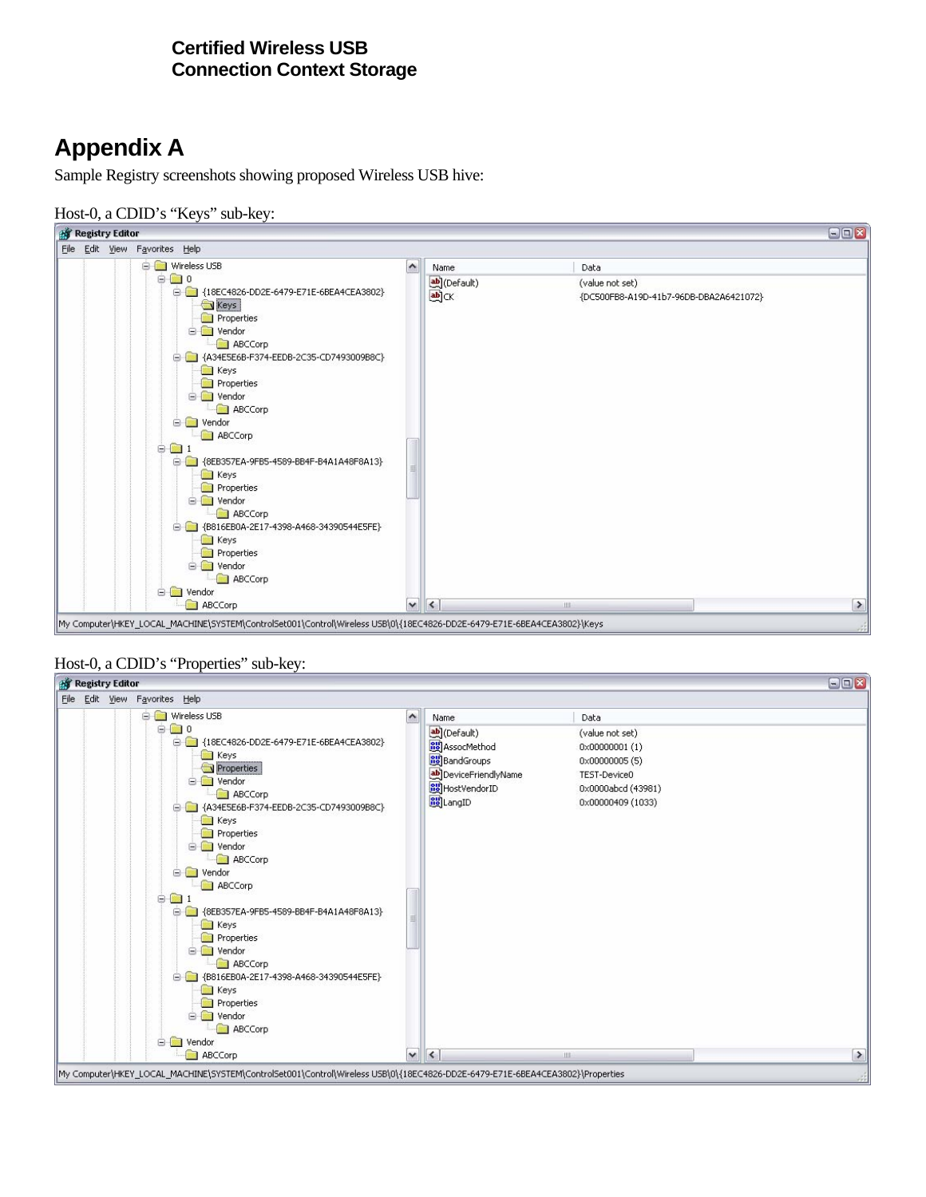# Appendix A

Sample Registry screenshots showing proposed Wireless USB hive:

Host-0, a CDID's "Keys" sub-key:

Registry Editor

File Edit View Favorites Help

```
Wireless USB
  0
    {18EC4826-DD2E-6479-E71E-6BEA4CEA3802}
      Keys
      Properties
      Vendor
        ABCCorp
    {A34E5E6B-F374-EEDB-2C35-CD7493009B8C}
      Keys
      Properties
      Vendor
        ABCCorp
    Vendor
      ABCCorp
  1
    {8EB357EA-9FB5-4589-BB4F-B4A1A48F8A13}
      Keys
      Properties
      Vendor
        ABCCorp
    {B816EB0A-2E17-4398-A468-34390544E5FE}
      Keys
      Properties
      Vendor
        ABCCorp
  Vendor
    ABCCorp
```

| Name | Data |
| --- | --- |
| (Default) | (value not set) |
| CK | {DC500FB8-A19D-41b7-96DB-DBA2A6421072} |

My Computer\HKEY_LOCAL_MACHINE\SYSTEM\ControlSet001\Control\Wireless USB\0\{18EC4826-DD2E-6479-E71E-6BEA4CEA3802}\Keys

Host-0, a CDID's "Properties" sub-key:

Registry Editor

File Edit View Favorites Help

```
Wireless USB
  0
    {18EC4826-DD2E-6479-E71E-6BEA4CEA3802}
      Keys
      Properties
      Vendor
        ABCCorp
    {A34E5E6B-F374-EEDB-2C35-CD7493009B8C}
      Keys
      Properties
      Vendor
        ABCCorp
    Vendor
      ABCCorp
  1
    {8EB357EA-9FB5-4589-BB4F-B4A1A48F8A13}
      Keys
      Properties
      Vendor
        ABCCorp
    {B816EB0A-2E17-4398-A468-34390544E5FE}
      Keys
      Properties
      Vendor
        ABCCorp
  Vendor
    ABCCorp
```

| Name | Data |
| --- | --- |
| (Default) | (value not set) |
| AssocMethod | 0x00000001 (1) |
| BandGroups | 0x00000005 (5) |
| DeviceFriendlyName | TEST-Device0 |
| HostVendorID | 0x0000abcd (43981) |
| LangID | 0x00000409 (1033) |

My Computer\HKEY_LOCAL_MACHINE\SYSTEM\ControlSet001\Control\Wireless USB\0\{18EC4826-DD2E-6479-E71E-6BEA4CEA3802}\Properties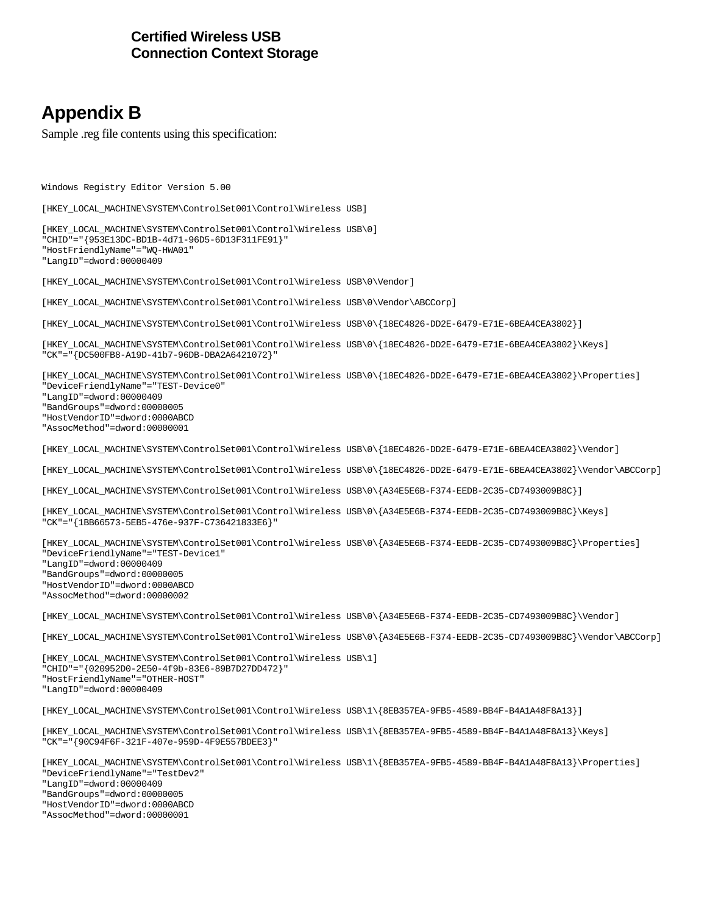# Appendix B

Sample .reg file contents using this specification:

```
Windows Registry Editor Version 5.00

[HKEY_LOCAL_MACHINE\SYSTEM\ControlSet001\Control\Wireless USB]

[HKEY_LOCAL_MACHINE\SYSTEM\ControlSet001\Control\Wireless USB\0]
"CHID"="{953E13DC-BD1B-4d71-96D5-6D13F311FE91}"
"HostFriendlyName"="WQ-HWA01"
"LangID"=dword:00000409

[HKEY_LOCAL_MACHINE\SYSTEM\ControlSet001\Control\Wireless USB\0\Vendor]

[HKEY_LOCAL_MACHINE\SYSTEM\ControlSet001\Control\Wireless USB\0\Vendor\ABCCorp]

[HKEY_LOCAL_MACHINE\SYSTEM\ControlSet001\Control\Wireless USB\0\{18EC4826-DD2E-6479-E71E-6BEA4CEA3802}]

[HKEY_LOCAL_MACHINE\SYSTEM\ControlSet001\Control\Wireless USB\0\{18EC4826-DD2E-6479-E71E-6BEA4CEA3802}\Keys]
"CK"="{DC500FB8-A19D-41b7-96DB-DBA2A6421072}"

[HKEY_LOCAL_MACHINE\SYSTEM\ControlSet001\Control\Wireless USB\0\{18EC4826-DD2E-6479-E71E-6BEA4CEA3802}\Properties]
"DeviceFriendlyName"="TEST-Device0"
"LangID"=dword:00000409
"BandGroups"=dword:00000005
"HostVendorID"=dword:0000ABCD
"AssocMethod"=dword:00000001

[HKEY_LOCAL_MACHINE\SYSTEM\ControlSet001\Control\Wireless USB\0\{18EC4826-DD2E-6479-E71E-6BEA4CEA3802}\Vendor]

[HKEY_LOCAL_MACHINE\SYSTEM\ControlSet001\Control\Wireless USB\0\{18EC4826-DD2E-6479-E71E-6BEA4CEA3802}\Vendor\ABCCorp]

[HKEY_LOCAL_MACHINE\SYSTEM\ControlSet001\Control\Wireless USB\0\{A34E5E6B-F374-EEDB-2C35-CD7493009B8C}]

[HKEY_LOCAL_MACHINE\SYSTEM\ControlSet001\Control\Wireless USB\0\{A34E5E6B-F374-EEDB-2C35-CD7493009B8C}\Keys]
"CK"="{1BB66573-5EB5-476e-937F-C736421833E6}"

[HKEY_LOCAL_MACHINE\SYSTEM\ControlSet001\Control\Wireless USB\0\{A34E5E6B-F374-EEDB-2C35-CD7493009B8C}\Properties]
"DeviceFriendlyName"="TEST-Device1"
"LangID"=dword:00000409
"BandGroups"=dword:00000005
"HostVendorID"=dword:0000ABCD
"AssocMethod"=dword:00000002

[HKEY_LOCAL_MACHINE\SYSTEM\ControlSet001\Control\Wireless USB\0\{A34E5E6B-F374-EEDB-2C35-CD7493009B8C}\Vendor]

[HKEY_LOCAL_MACHINE\SYSTEM\ControlSet001\Control\Wireless USB\0\{A34E5E6B-F374-EEDB-2C35-CD7493009B8C}\Vendor\ABCCorp]

[HKEY_LOCAL_MACHINE\SYSTEM\ControlSet001\Control\Wireless USB\1]
"CHID"="{020952D0-2E50-4f9b-83E6-89B7D27DD472}"
"HostFriendlyName"="OTHER-HOST"
"LangID"=dword:00000409

[HKEY_LOCAL_MACHINE\SYSTEM\ControlSet001\Control\Wireless USB\1\{8EB357EA-9FB5-4589-BB4F-B4A1A48F8A13}]

[HKEY_LOCAL_MACHINE\SYSTEM\ControlSet001\Control\Wireless USB\1\{8EB357EA-9FB5-4589-BB4F-B4A1A48F8A13}\Keys]
"CK"="{90C94F6F-321F-407e-959D-4F9E557BDEE3}"

[HKEY_LOCAL_MACHINE\SYSTEM\ControlSet001\Control\Wireless USB\1\{8EB357EA-9FB5-4589-BB4F-B4A1A48F8A13}\Properties]
"DeviceFriendlyName"="TestDev2"
"LangID"=dword:00000409
"BandGroups"=dword:00000005
"HostVendorID"=dword:0000ABCD
"AssocMethod"=dword:00000001
```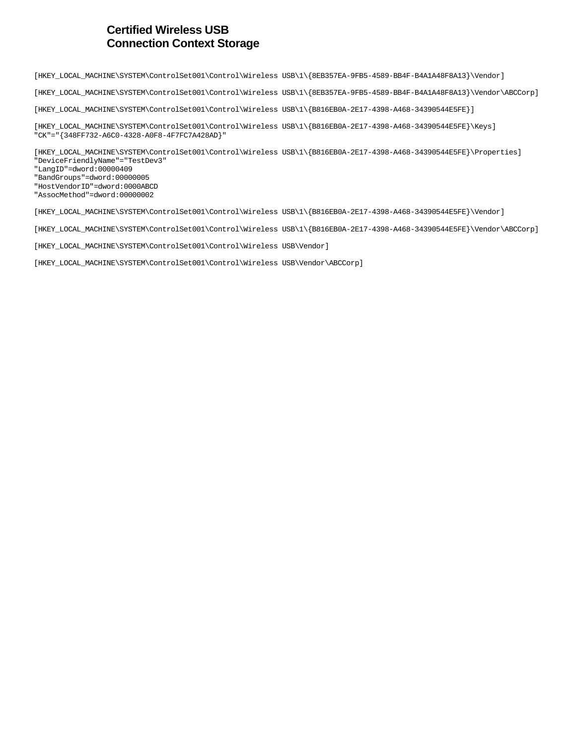# Certified Wireless USB Connection Context Storage

```
[HKEY_LOCAL_MACHINE\SYSTEM\ControlSet001\Control\Wireless USB\1\{8EB357EA-9FB5-4589-BB4F-B4A1A48F8A13}\Vendor]

[HKEY_LOCAL_MACHINE\SYSTEM\ControlSet001\Control\Wireless USB\1\{8EB357EA-9FB5-4589-BB4F-B4A1A48F8A13}\Vendor\ABCCorp]

[HKEY_LOCAL_MACHINE\SYSTEM\ControlSet001\Control\Wireless USB\1\{B816EB0A-2E17-4398-A468-34390544E5FE}]

[HKEY_LOCAL_MACHINE\SYSTEM\ControlSet001\Control\Wireless USB\1\{B816EB0A-2E17-4398-A468-34390544E5FE}\Keys]
"CK"="{348FF732-A6C0-4328-A0F8-4F7FC7A428AD}"

[HKEY_LOCAL_MACHINE\SYSTEM\ControlSet001\Control\Wireless USB\1\{B816EB0A-2E17-4398-A468-34390544E5FE}\Properties]
"DeviceFriendlyName"="TestDev3"
"LangID"=dword:00000409
"BandGroups"=dword:00000005
"HostVendorID"=dword:0000ABCD
"AssocMethod"=dword:00000002

[HKEY_LOCAL_MACHINE\SYSTEM\ControlSet001\Control\Wireless USB\1\{B816EB0A-2E17-4398-A468-34390544E5FE}\Vendor]

[HKEY_LOCAL_MACHINE\SYSTEM\ControlSet001\Control\Wireless USB\1\{B816EB0A-2E17-4398-A468-34390544E5FE}\Vendor\ABCCorp]

[HKEY_LOCAL_MACHINE\SYSTEM\ControlSet001\Control\Wireless USB\Vendor]

[HKEY_LOCAL_MACHINE\SYSTEM\ControlSet001\Control\Wireless USB\Vendor\ABCCorp]
```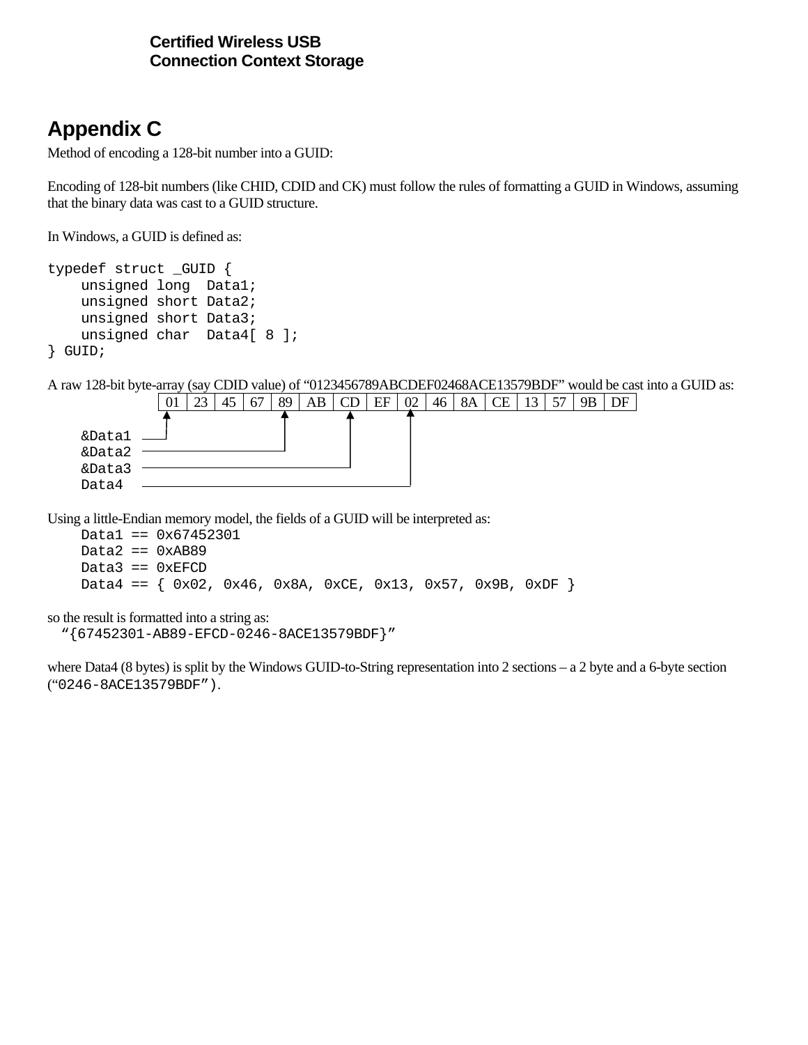## Appendix C

Method of encoding a 128-bit number into a GUID:

Encoding of 128-bit numbers (like CHID, CDID and CK) must follow the rules of formatting a GUID in Windows, assuming that the binary data was cast to a GUID structure.

In Windows, a GUID is defined as:

```
typedef struct _GUID {
    unsigned long  Data1;
    unsigned short Data2;
    unsigned short Data3;
    unsigned char  Data4[ 8 ];
} GUID;
```

A raw 128-bit byte-array (say CDID value) of “0123456789ABCDEF02468ACE13579BDF” would be cast into a GUID as:

| 01 | 23 | 45 | 67 | 89 | AB | CD | EF | 02 | 46 | 8A | CE | 13 | 57 | 9B | DF |
|---|---|---|---|---|---|---|---|---|---|---|---|---|---|---|---|

```
&Data1   -> 01
&Data2   -> 89
&Data3   -> CD
Data4    -> 02
```

Using a little-Endian memory model, the fields of a GUID will be interpreted as:

```
Data1 == 0x67452301
Data2 == 0xAB89
Data3 == 0xEFCD
Data4 == { 0x02, 0x46, 0x8A, 0xCE, 0x13, 0x57, 0x9B, 0xDF }
```

so the result is formatted into a string as:

“{67452301-AB89-EFCD-0246-8ACE13579BDF}”

where Data4 (8 bytes) is split by the Windows GUID-to-String representation into 2 sections – a 2 byte and a 6-byte section (“0246-8ACE13579BDF”).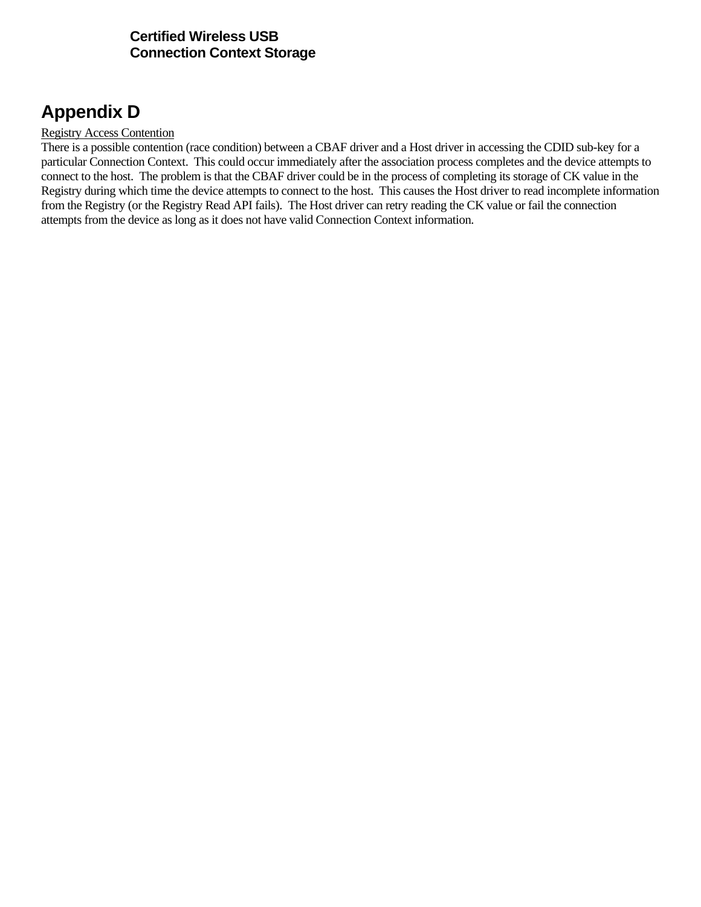# Appendix D

Registry Access Contention

There is a possible contention (race condition) between a CBAF driver and a Host driver in accessing the CDID sub-key for a particular Connection Context. This could occur immediately after the association process completes and the device attempts to connect to the host. The problem is that the CBAF driver could be in the process of completing its storage of CK value in the Registry during which time the device attempts to connect to the host. This causes the Host driver to read incomplete information from the Registry (or the Registry Read API fails). The Host driver can retry reading the CK value or fail the connection attempts from the device as long as it does not have valid Connection Context information.